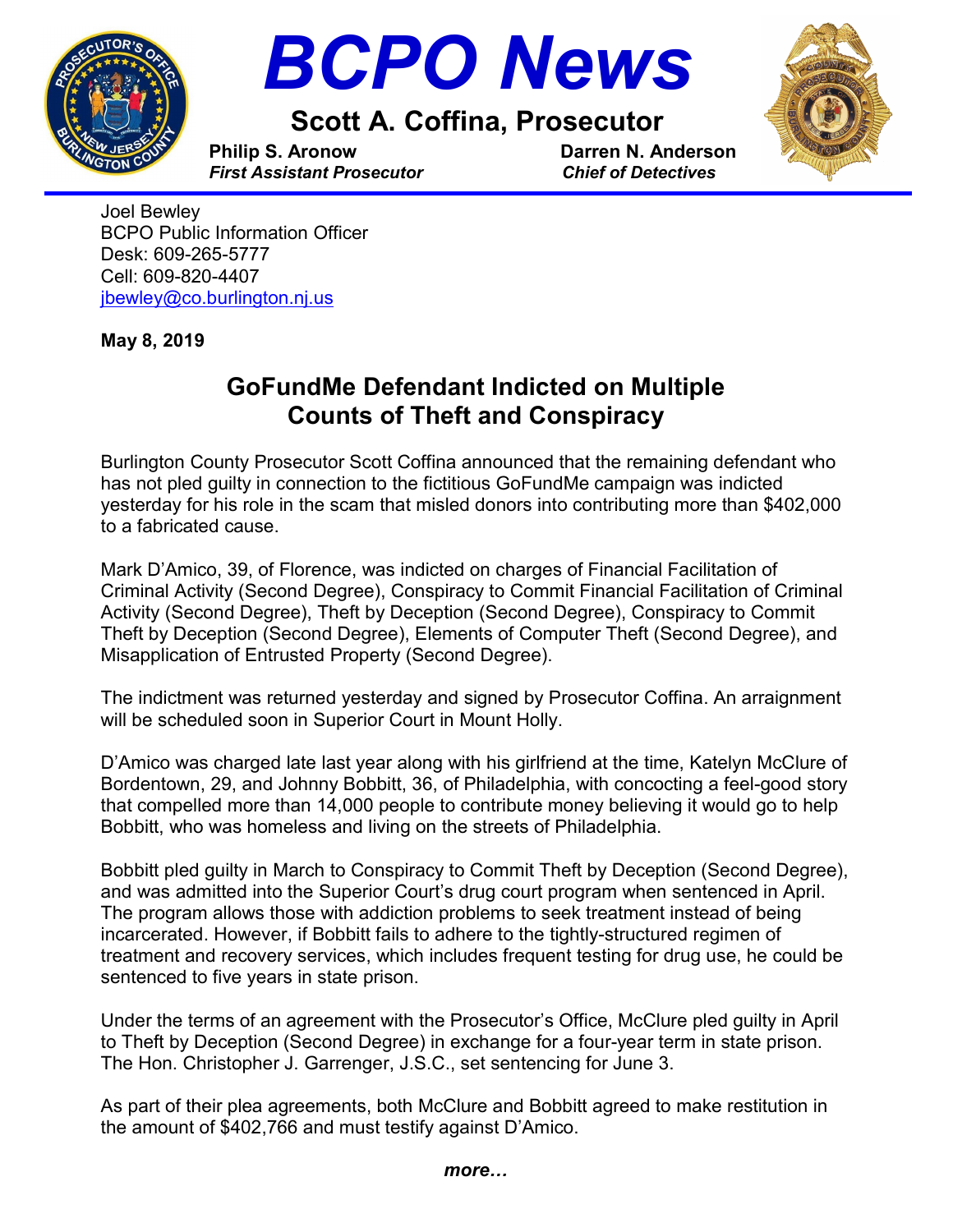# BCPO News

## Scott A. Coffina, Prosecutor

**Philip S. Aronow**
***First Assistant Prosecutor***

**Darren N. Anderson**
***Chief of Detectives***

Joel Bewley
BCPO Public Information Officer
Desk: 609-265-5777
Cell: 609-820-4407
jbewley@co.burlington.nj.us

**May 8, 2019**

## GoFundMe Defendant Indicted on Multiple Counts of Theft and Conspiracy

Burlington County Prosecutor Scott Coffina announced that the remaining defendant who has not pled guilty in connection to the fictitious GoFundMe campaign was indicted yesterday for his role in the scam that misled donors into contributing more than $402,000 to a fabricated cause.

Mark D'Amico, 39, of Florence, was indicted on charges of Financial Facilitation of Criminal Activity (Second Degree), Conspiracy to Commit Financial Facilitation of Criminal Activity (Second Degree), Theft by Deception (Second Degree), Conspiracy to Commit Theft by Deception (Second Degree), Elements of Computer Theft (Second Degree), and Misapplication of Entrusted Property (Second Degree).

The indictment was returned yesterday and signed by Prosecutor Coffina. An arraignment will be scheduled soon in Superior Court in Mount Holly.

D'Amico was charged late last year along with his girlfriend at the time, Katelyn McClure of Bordentown, 29, and Johnny Bobbitt, 36, of Philadelphia, with concocting a feel-good story that compelled more than 14,000 people to contribute money believing it would go to help Bobbitt, who was homeless and living on the streets of Philadelphia.

Bobbitt pled guilty in March to Conspiracy to Commit Theft by Deception (Second Degree), and was admitted into the Superior Court's drug court program when sentenced in April. The program allows those with addiction problems to seek treatment instead of being incarcerated. However, if Bobbitt fails to adhere to the tightly-structured regimen of treatment and recovery services, which includes frequent testing for drug use, he could be sentenced to five years in state prison.

Under the terms of an agreement with the Prosecutor's Office, McClure pled guilty in April to Theft by Deception (Second Degree) in exchange for a four-year term in state prison. The Hon. Christopher J. Garrenger, J.S.C., set sentencing for June 3.

As part of their plea agreements, both McClure and Bobbitt agreed to make restitution in the amount of $402,766 and must testify against D'Amico.

***more…***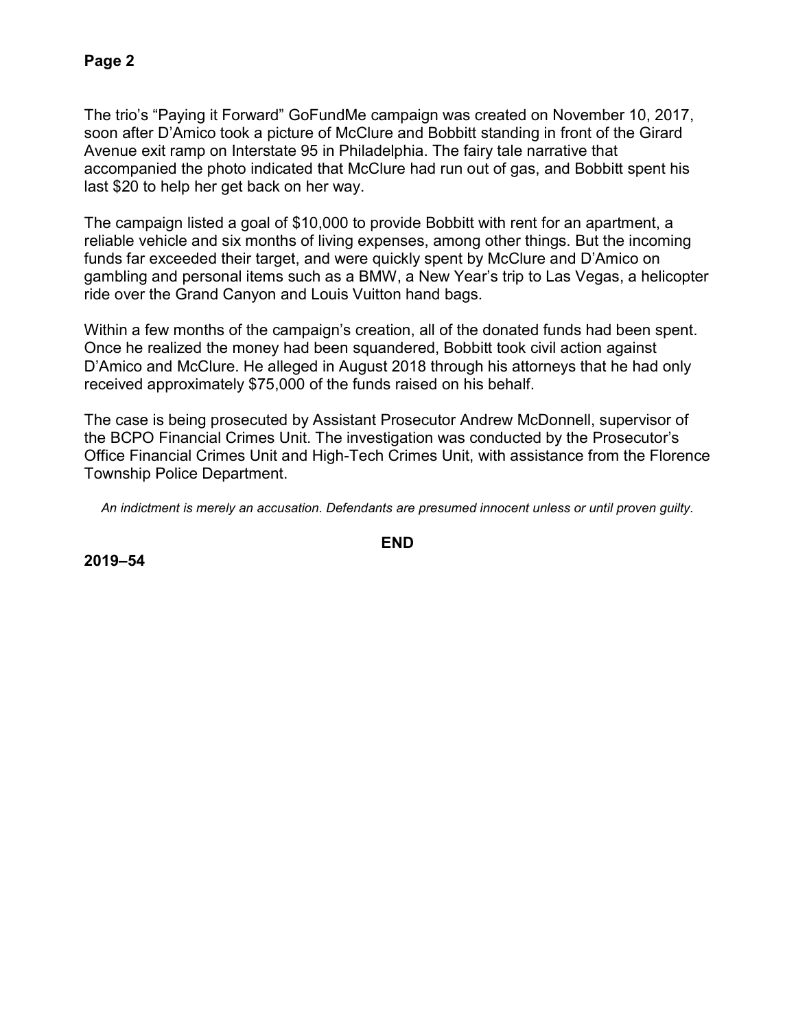The trio's "Paying it Forward" GoFundMe campaign was created on November 10, 2017, soon after D'Amico took a picture of McClure and Bobbitt standing in front of the Girard Avenue exit ramp on Interstate 95 in Philadelphia. The fairy tale narrative that accompanied the photo indicated that McClure had run out of gas, and Bobbitt spent his last $20 to help her get back on her way.

The campaign listed a goal of $10,000 to provide Bobbitt with rent for an apartment, a reliable vehicle and six months of living expenses, among other things. But the incoming funds far exceeded their target, and were quickly spent by McClure and D'Amico on gambling and personal items such as a BMW, a New Year's trip to Las Vegas, a helicopter ride over the Grand Canyon and Louis Vuitton hand bags.

Within a few months of the campaign's creation, all of the donated funds had been spent. Once he realized the money had been squandered, Bobbitt took civil action against D'Amico and McClure. He alleged in August 2018 through his attorneys that he had only received approximately $75,000 of the funds raised on his behalf.

The case is being prosecuted by Assistant Prosecutor Andrew McDonnell, supervisor of the BCPO Financial Crimes Unit. The investigation was conducted by the Prosecutor's Office Financial Crimes Unit and High-Tech Crimes Unit, with assistance from the Florence Township Police Department.

*An indictment is merely an accusation. Defendants are presumed innocent unless or until proven guilty.*

**END**

**2019–54**